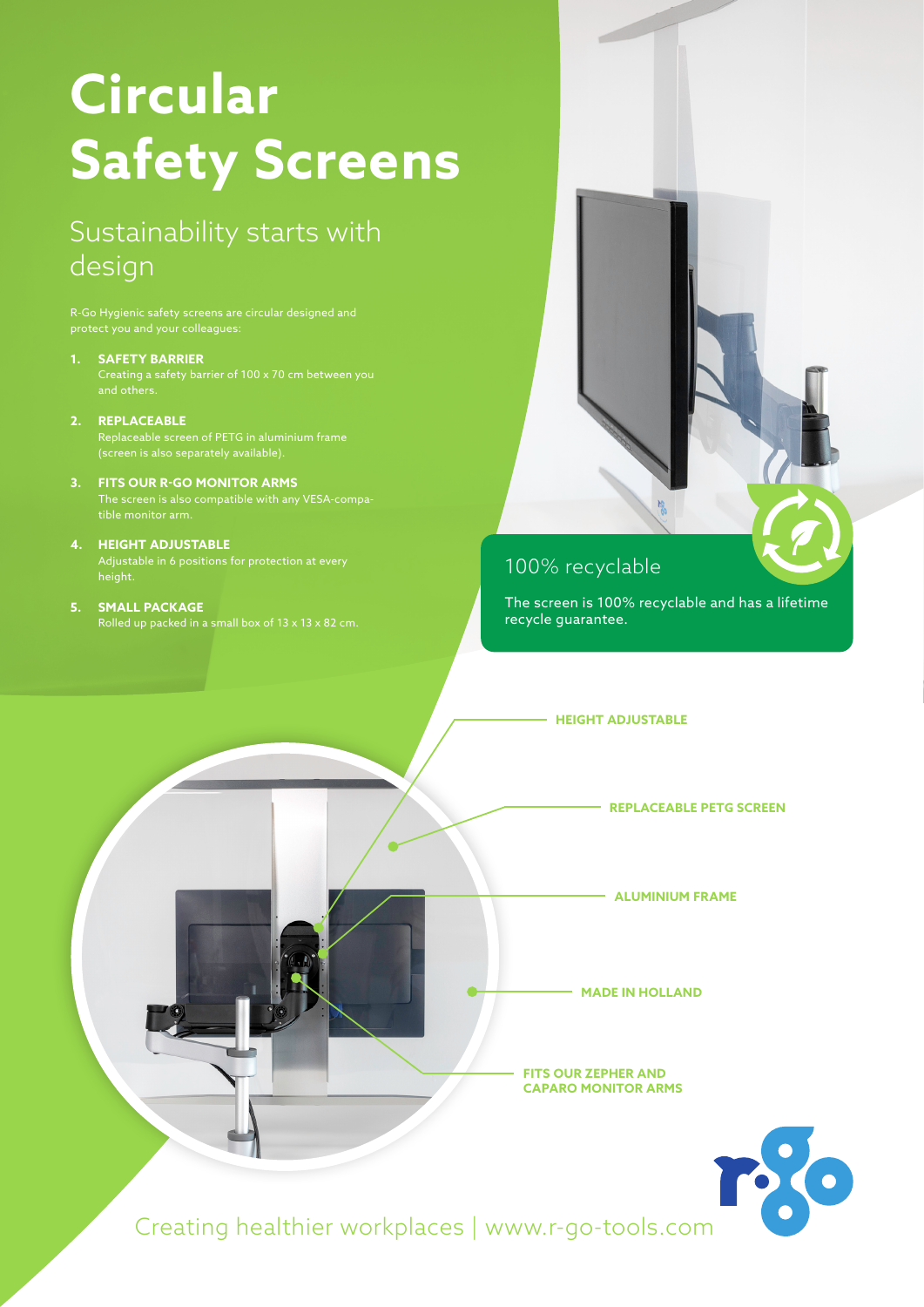# Circular Safety Screens

## Sustainability starts with design

R-Go Hygienic safety screens are circular designed and protect you and your colleagues:

1. **SAFETY BARRIER**
   Creating a safety barrier of 100 x 70 cm between you and others.
2. **REPLACEABLE**
   Replaceable screen of PETG in aluminium frame (screen is also separately available).
3. **FITS OUR R-GO MONITOR ARMS**
   The screen is also compatible with any VESA-compatible monitor arm.
4. **HEIGHT ADJUSTABLE**
   Adjustable in 6 positions for protection at every height.
5. **SMALL PACKAGE**
   Rolled up packed in a small box of 13 x 13 x 82 cm.

### 100% recyclable

The screen is 100% recyclable and has a lifetime recycle guarantee.

**HEIGHT ADJUSTABLE**

**REPLACEABLE PETG SCREEN**

**ALUMINIUM FRAME**

**MADE IN HOLLAND**

**FITS OUR ZEPHER AND CAPARO MONITOR ARMS**

Creating healthier workplaces | www.r-go-tools.com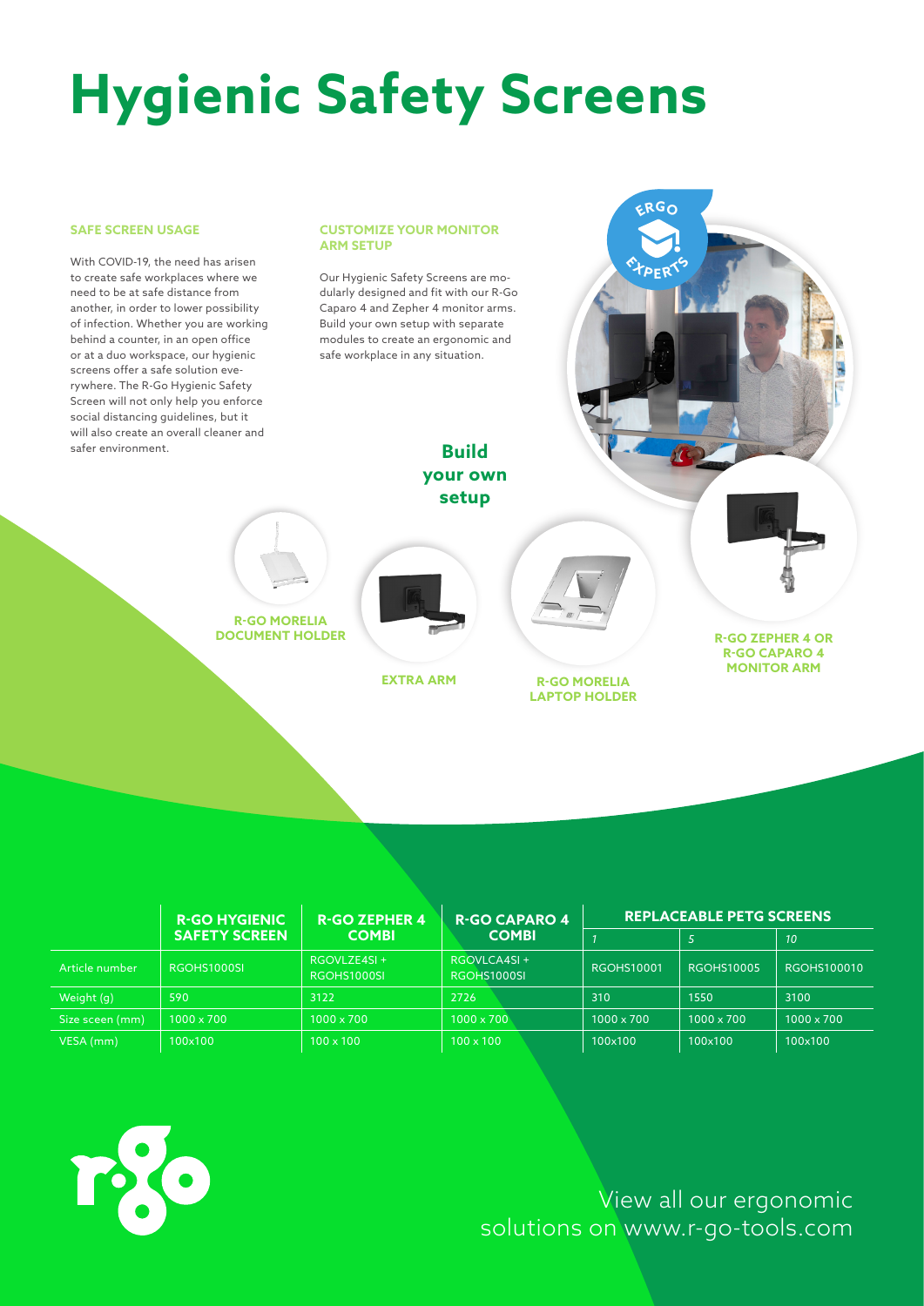# Hygienic Safety Screens

### SAFE SCREEN USAGE

With COVID-19, the need has arisen to create safe workplaces where we need to be at safe distance from another, in order to lower possibility of infection. Whether you are working behind a counter, in an open office or at a duo workspace, our hygienic screens offer a safe solution everywhere. The R-Go Hygienic Safety Screen will not only help you enforce social distancing guidelines, but it will also create an overall cleaner and safer environment.

### CUSTOMIZE YOUR MONITOR ARM SETUP

Our Hygienic Safety Screens are modularly designed and fit with our R-Go Caparo 4 and Zepher 4 monitor arms. Build your own setup with separate modules to create an ergonomic and safe workplace in any situation.

ERGO EXPERTS

**Build your own setup**

R-GO MORELIA DOCUMENT HOLDER

EXTRA ARM

R-GO MORELIA LAPTOP HOLDER

R-GO ZEPHER 4 OR R-GO CAPARO 4 MONITOR ARM

| | R-GO HYGIENIC SAFETY SCREEN | R-GO ZEPHER 4 COMBI | R-GO CAPARO 4 COMBI | REPLACEABLE PETG SCREENS | | |
|---|---|---|---|---|---|---|
| | | | | *1* | *5* | *10* |
| Article number | RGOHS1000SI | RGOVLZE4SI + RGOHS1000SI | RGOVLCA4SI + RGOHS1000SI | RGOHS10001 | RGOHS10005 | RGOHS100010 |
| Weight (g) | 590 | 3122 | 2726 | 310 | 1550 | 3100 |
| Size sceen (mm) | 1000 x 700 | 1000 x 700 | 1000 x 700 | 1000 x 700 | 1000 x 700 | 1000 x 700 |
| VESA (mm) | 100x100 | 100 x 100 | 100 x 100 | 100x100 | 100x100 | 100x100 |

View all our ergonomic solutions on www.r-go-tools.com